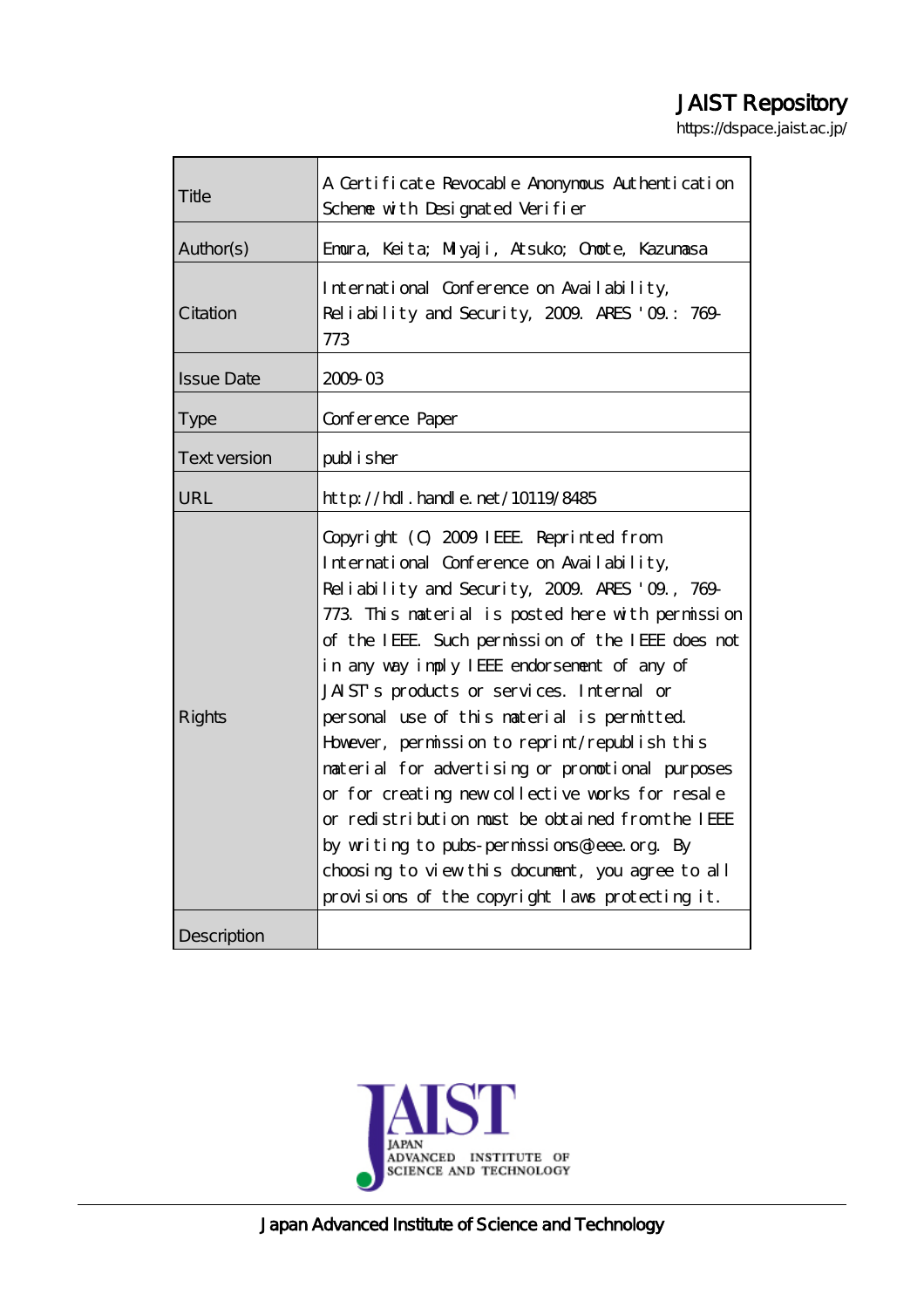JAIST Repository

https://dspace.jaist.ac.jp/

| | |
|---|---|
| Title | A Certificate Revocable Anonymous Authentication Scheme with Designated Verifier |
| Author(s) | Emura, Keita; Miyaji, Atsuko; Omote, Kazumasa |
| Citation | International Conference on Availability, Reliability and Security, 2009. ARES '09.: 769-773 |
| Issue Date | 2009-03 |
| Type | Conference Paper |
| Text version | publisher |
| URL | http://hdl.handle.net/10119/8485 |
| Rights | Copyright (C) 2009 IEEE. Reprinted from International Conference on Availability, Reliability and Security, 2009. ARES '09., 769-773. This material is posted here with permission of the IEEE. Such permission of the IEEE does not in any way imply IEEE endorsement of any of JAIST's products or services. Internal or personal use of this material is permitted. However, permission to reprint/republish this material for advertising or promotional purposes or for creating new collective works for resale or redistribution must be obtained from the IEEE by writing to pubs-permissions@ieee.org. By choosing to view this document, you agree to all provisions of the copyright laws protecting it. |
| Description | |

JAIST JAPAN ADVANCED INSTITUTE OF SCIENCE AND TECHNOLOGY

Japan Advanced Institute of Science and Technology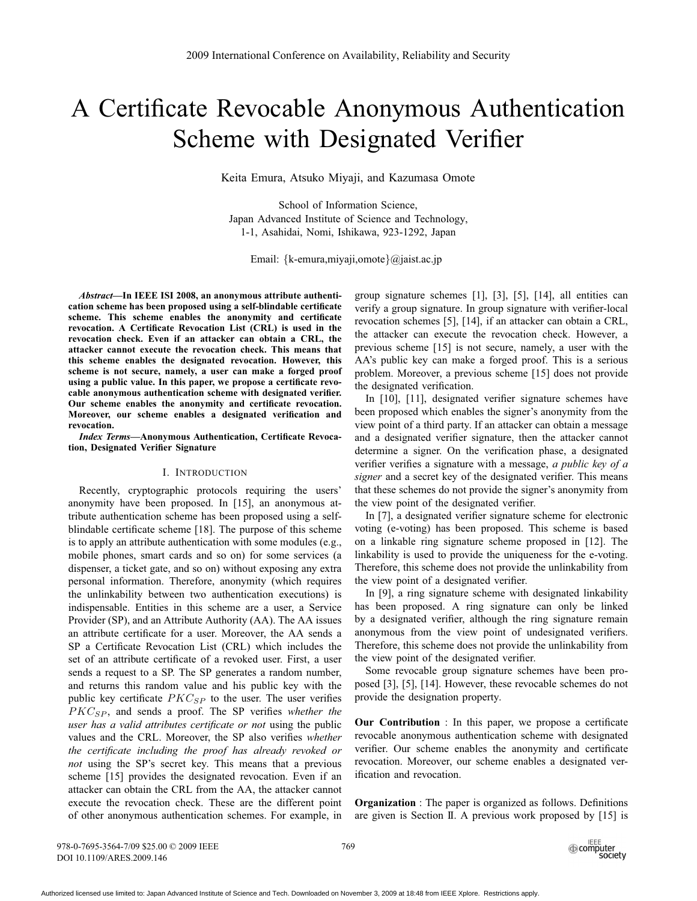# A Certificate Revocable Anonymous Authentication Scheme with Designated Verifier

Keita Emura, Atsuko Miyaji, and Kazumasa Omote

School of Information Science,
Japan Advanced Institute of Science and Technology,
1-1, Asahidai, Nomi, Ishikawa, 923-1292, Japan

Email: {k-emura,miyaji,omote}@jaist.ac.jp

***Abstract*—In IEEE ISI 2008, an anonymous attribute authentication scheme has been proposed using a self-blindable certificate scheme. This scheme enables the anonymity and certificate revocation. A Certificate Revocation List (CRL) is used in the revocation check. Even if an attacker can obtain a CRL, the attacker cannot execute the revocation check. This means that this scheme enables the designated revocation. However, this scheme is not secure, namely, a user can make a forged proof using a public value. In this paper, we propose a certificate revocable anonymous authentication scheme with designated verifier. Our scheme enables the anonymity and certificate revocation. Moreover, our scheme enables a designated verification and revocation.**

***Index Terms*—Anonymous Authentication, Certificate Revocation, Designated Verifier Signature**

## I. INTRODUCTION

Recently, cryptographic protocols requiring the users' anonymity have been proposed. In [15], an anonymous attribute authentication scheme has been proposed using a self-blindable certificate scheme [18]. The purpose of this scheme is to apply an attribute authentication with some modules (e.g., mobile phones, smart cards and so on) for some services (a dispenser, a ticket gate, and so on) without exposing any extra personal information. Therefore, anonymity (which requires the unlinkability between two authentication executions) is indispensable. Entities in this scheme are a user, a Service Provider (SP), and an Attribute Authority (AA). The AA issues an attribute certificate for a user. Moreover, the AA sends a SP a Certificate Revocation List (CRL) which includes the set of an attribute certificate of a revoked user. First, a user sends a request to a SP. The SP generates a random number, and returns this random value and his public key with the public key certificate $PKC_{SP}$ to the user. The user verifies $PKC_{SP}$, and sends a proof. The SP verifies *whether the user has a valid attributes certificate or not* using the public values and the CRL. Moreover, the SP also verifies *whether the certificate including the proof has already revoked or not* using the SP's secret key. This means that a previous scheme [15] provides the designated revocation. Even if an attacker can obtain the CRL from the AA, the attacker cannot execute the revocation check. These are the different point of other anonymous authentication schemes. For example, in group signature schemes [1], [3], [5], [14], all entities can verify a group signature. In group signature with verifier-local revocation schemes [5], [14], if an attacker can obtain a CRL, the attacker can execute the revocation check. However, a previous scheme [15] is not secure, namely, a user with the AA's public key can make a forged proof. This is a serious problem. Moreover, a previous scheme [15] does not provide the designated verification.

In [10], [11], designated verifier signature schemes have been proposed which enables the signer's anonymity from the view point of a third party. If an attacker can obtain a message and a designated verifier signature, then the attacker cannot determine a signer. On the verification phase, a designated verifier verifies a signature with a message, *a public key of a signer* and a secret key of the designated verifier. This means that these schemes do not provide the signer's anonymity from the view point of the designated verifier.

In [7], a designated verifier signature scheme for electronic voting (e-voting) has been proposed. This scheme is based on a linkable ring signature scheme proposed in [12]. The linkability is used to provide the uniqueness for the e-voting. Therefore, this scheme does not provide the unlinkability from the view point of a designated verifier.

In [9], a ring signature scheme with designated linkability has been proposed. A ring signature can only be linked by a designated verifier, although the ring signature remain anonymous from the view point of undesignated verifiers. Therefore, this scheme does not provide the unlinkability from the view point of the designated verifier.

Some revocable group signature schemes have been proposed [3], [5], [14]. However, these revocable schemes do not provide the designation property.

**Our Contribution** : In this paper, we propose a certificate revocable anonymous authentication scheme with designated verifier. Our scheme enables the anonymity and certificate revocation. Moreover, our scheme enables a designated verification and revocation.

**Organization** : The paper is organized as follows. Definitions are given is Section II. A previous work proposed by [15] is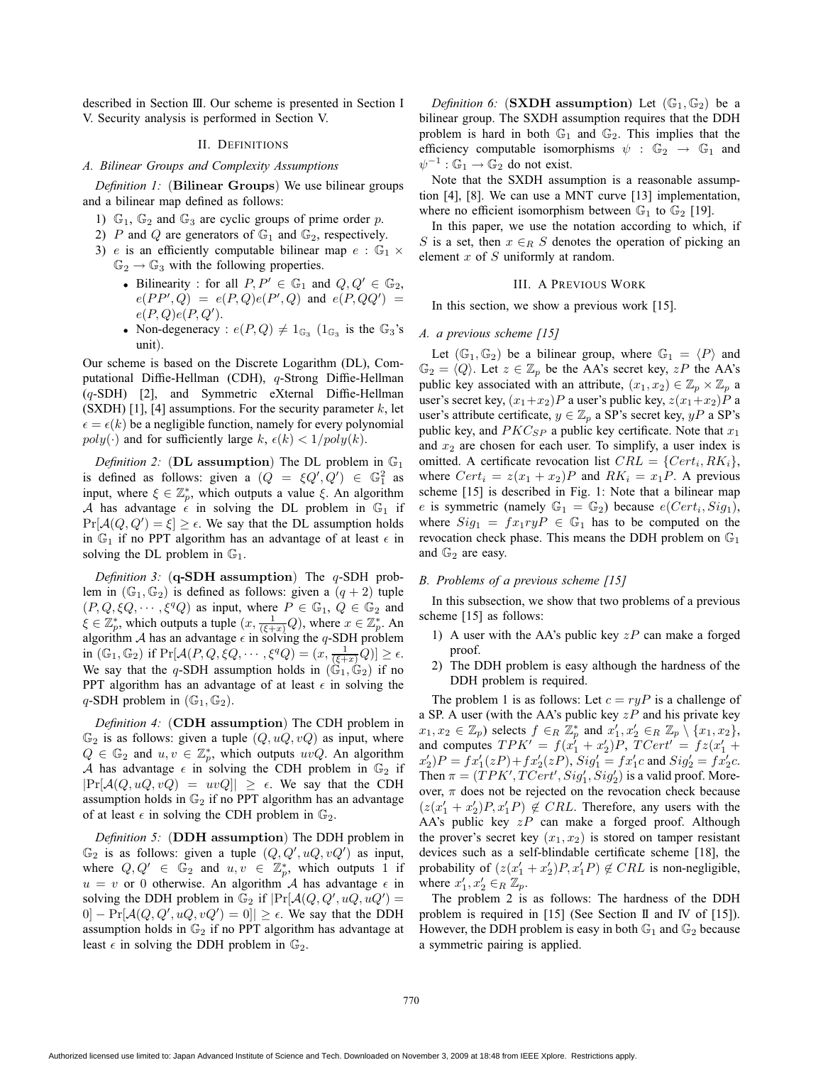described in Section III. Our scheme is presented in Section I V. Security analysis is performed in Section V.

## II. Definitions

### A. Bilinear Groups and Complexity Assumptions

*Definition 1:* (**Bilinear Groups**) We use bilinear groups and a bilinear map defined as follows:

1) $\mathbb{G}_1$, $\mathbb{G}_2$ and $\mathbb{G}_3$ are cyclic groups of prime order $p$.
2) $P$ and $Q$ are generators of $\mathbb{G}_1$ and $\mathbb{G}_2$, respectively.
3) $e$ is an efficiently computable bilinear map $e : \mathbb{G}_1 \times \mathbb{G}_2 \rightarrow \mathbb{G}_3$ with the following properties.
   - Bilinearity : for all $P, P' \in \mathbb{G}_1$ and $Q, Q' \in \mathbb{G}_2$, $e(PP', Q) = e(P, Q)e(P', Q)$ and $e(P, QQ') = e(P, Q)e(P, Q')$.
   - Non-degeneracy : $e(P, Q) \neq 1_{\mathbb{G}_3}$ ($1_{\mathbb{G}_3}$ is the $\mathbb{G}_3$'s unit).

Our scheme is based on the Discrete Logarithm (DL), Computational Diffie-Hellman (CDH), $q$-Strong Diffie-Hellman ($q$-SDH) [2], and Symmetric eXternal Diffie-Hellman (SXDH) [1], [4] assumptions. For the security parameter $k$, let $\epsilon = \epsilon(k)$ be a negligible function, namely for every polynomial $poly(\cdot)$ and for sufficiently large $k$, $\epsilon(k) < 1/poly(k)$.

*Definition 2:* (**DL assumption**) The DL problem in $\mathbb{G}_1$ is defined as follows: given a $(Q = \xi Q', Q') \in \mathbb{G}_1^2$ as input, where $\xi \in \mathbb{Z}_p^*$, which outputs a value $\xi$. An algorithm $\mathcal{A}$ has advantage $\epsilon$ in solving the DL problem in $\mathbb{G}_1$ if $\Pr[\mathcal{A}(Q, Q') = \xi] \geq \epsilon$. We say that the DL assumption holds in $\mathbb{G}_1$ if no PPT algorithm has an advantage of at least $\epsilon$ in solving the DL problem in $\mathbb{G}_1$.

*Definition 3:* (**q-SDH assumption**) The $q$-SDH problem in $(\mathbb{G}_1, \mathbb{G}_2)$ is defined as follows: given a $(q+2)$ tuple $(P, Q, \xi Q, \cdots, \xi^q Q)$ as input, where $P \in \mathbb{G}_1$, $Q \in \mathbb{G}_2$ and $\xi \in \mathbb{Z}_p^*$, which outputs a tuple $(x, \frac{1}{(\xi+x)}Q)$, where $x \in \mathbb{Z}_p^*$. An algorithm $\mathcal{A}$ has an advantage $\epsilon$ in solving the $q$-SDH problem in $(\mathbb{G}_1, \mathbb{G}_2)$ if $\Pr[\mathcal{A}(P, Q, \xi Q, \cdots, \xi^q Q) = (x, \frac{1}{(\xi+x)}Q)] \geq \epsilon$. We say that the $q$-SDH assumption holds in $(\mathbb{G}_1, \mathbb{G}_2)$ if no PPT algorithm has an advantage of at least $\epsilon$ in solving the $q$-SDH problem in $(\mathbb{G}_1, \mathbb{G}_2)$.

*Definition 4:* (**CDH assumption**) The CDH problem in $\mathbb{G}_2$ is as follows: given a tuple $(Q, uQ, vQ)$ as input, where $Q \in \mathbb{G}_2$ and $u, v \in \mathbb{Z}_p^*$, which outputs $uvQ$. An algorithm $\mathcal{A}$ has advantage $\epsilon$ in solving the CDH problem in $\mathbb{G}_2$ if $|\Pr[\mathcal{A}(Q, uQ, vQ) = uvQ]| \geq \epsilon$. We say that the CDH assumption holds in $\mathbb{G}_2$ if no PPT algorithm has an advantage of at least $\epsilon$ in solving the CDH problem in $\mathbb{G}_2$.

*Definition 5:* (**DDH assumption**) The DDH problem in $\mathbb{G}_2$ is as follows: given a tuple $(Q, Q', uQ, vQ')$ as input, where $Q, Q' \in \mathbb{G}_2$ and $u, v \in \mathbb{Z}_p^*$, which outputs 1 if $u = v$ or 0 otherwise. An algorithm $\mathcal{A}$ has advantage $\epsilon$ in solving the DDH problem in $\mathbb{G}_2$ if $|\Pr[\mathcal{A}(Q, Q', uQ, uQ') = 0] - \Pr[\mathcal{A}(Q, Q', uQ, vQ') = 0]| \geq \epsilon$. We say that the DDH assumption holds in $\mathbb{G}_2$ if no PPT algorithm has advantage at least $\epsilon$ in solving the DDH problem in $\mathbb{G}_2$.

*Definition 6:* (**SXDH assumption**) Let $(\mathbb{G}_1, \mathbb{G}_2)$ be a bilinear group. The SXDH assumption requires that the DDH problem is hard in both $\mathbb{G}_1$ and $\mathbb{G}_2$. This implies that the efficiency computable isomorphisms $\psi : \mathbb{G}_2 \rightarrow \mathbb{G}_1$ and $\psi^{-1} : \mathbb{G}_1 \rightarrow \mathbb{G}_2$ do not exist.

Note that the SXDH assumption is a reasonable assumption [4], [8]. We can use a MNT curve [13] implementation, where no efficient isomorphism between $\mathbb{G}_1$ to $\mathbb{G}_2$ [19].

In this paper, we use the notation according to which, if $S$ is a set, then $x \in_R S$ denotes the operation of picking an element $x$ of $S$ uniformly at random.

## III. A Previous Work

In this section, we show a previous work [15].

### A. a previous scheme [15]

Let $(\mathbb{G}_1, \mathbb{G}_2)$ be a bilinear group, where $\mathbb{G}_1 = \langle P \rangle$ and $\mathbb{G}_2 = \langle Q \rangle$. Let $z \in \mathbb{Z}_p$ be the AA's secret key, $zP$ the AA's public key associated with an attribute, $(x_1, x_2) \in \mathbb{Z}_p \times \mathbb{Z}_p$ a user's secret key, $(x_1 + x_2)P$ a user's public key, $z(x_1 + x_2)P$ a user's attribute certificate, $y \in \mathbb{Z}_p$ a SP's secret key, $yP$ a SP's public key, and $PKC_{SP}$ a public key certificate. Note that $x_1$ and $x_2$ are chosen for each user. To simplify, a user index is omitted. A certificate revocation list $CRL = \{Cert_i, RK_i\}$, where $Cert_i = z(x_1 + x_2)P$ and $RK_i = x_1 P$. A previous scheme [15] is described in Fig. 1: Note that a bilinear map $e$ is symmetric (namely $\mathbb{G}_1 = \mathbb{G}_2$) because $e(Cert_i, Sig_1)$, where $Sig_1 = f x_1 r y P \in \mathbb{G}_1$ has to be computed on the revocation check phase. This means the DDH problem on $\mathbb{G}_1$ and $\mathbb{G}_2$ are easy.

### B. Problems of a previous scheme [15]

In this subsection, we show that two problems of a previous scheme [15] as follows:

1) A user with the AA's public key $zP$ can make a forged proof.
2) The DDH problem is easy although the hardness of the DDH problem is required.

The problem 1 is as follows: Let $c = ryP$ is a challenge of a SP. A user (with the AA's public key $zP$ and his private key $x_1, x_2 \in \mathbb{Z}_p$) selects $f \in_R \mathbb{Z}_p^*$ and $x_1', x_2' \in_R \mathbb{Z}_p \setminus \{x_1, x_2\}$, and computes $TPK' = f(x_1' + x_2')P$, $TCert' = fz(x_1' + x_2')P = fx_1'(zP) + fx_2'(zP)$, $Sig_1' = fx_1'c$ and $Sig_2' = fx_2'c$. Then $\pi = (TPK', TCert', Sig_1', Sig_2')$ is a valid proof. Moreover, $\pi$ does not be rejected on the revocation check because $(z(x_1' + x_2')P, x_1'P) \notin CRL$. Therefore, any users with the AA's public key $zP$ can make a forged proof. Although the prover's secret key $(x_1, x_2)$ is stored on tamper resistant devices such as a self-blindable certificate scheme [18], the probability of $(z(x_1' + x_2')P, x_1'P) \notin CRL$ is non-negligible, where $x_1', x_2' \in_R \mathbb{Z}_p$.

The problem 2 is as follows: The hardness of the DDH problem is required in [15] (See Section II and IV of [15]). However, the DDH problem is easy in both $\mathbb{G}_1$ and $\mathbb{G}_2$ because a symmetric pairing is applied.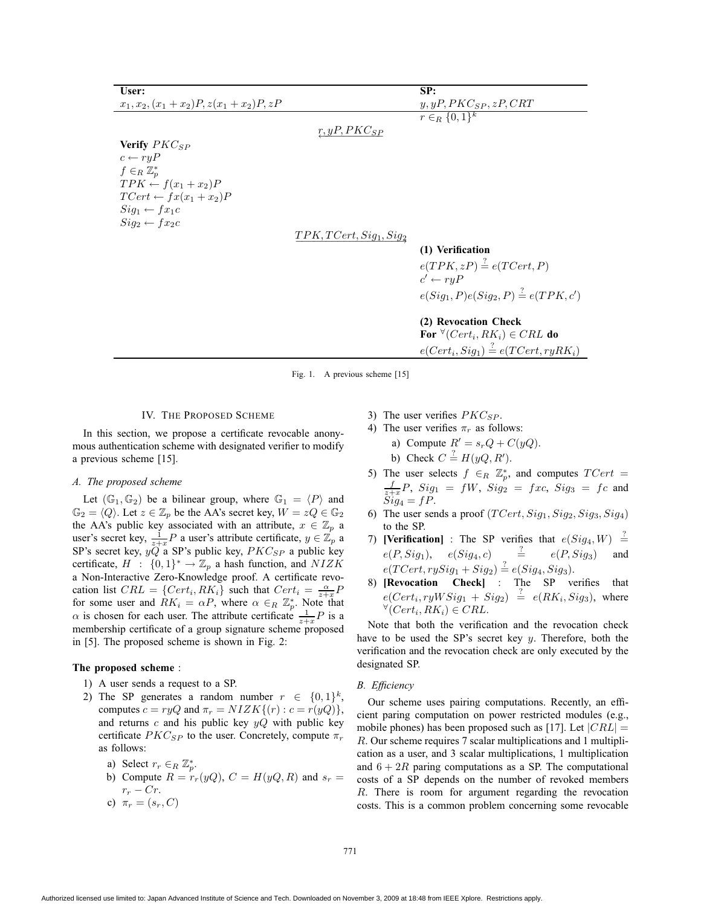| User: | | SP: |
|---|---|---|
| $x_1, x_2, (x_1+x_2)P, z(x_1+x_2)P, zP$ | | $y, yP, PKC_{SP}, zP, CRT$ |
| | | $r \in_R \{0,1\}^k$ |
| | $\xleftarrow{r, yP, PKC_{SP}}$ | |
| **Verify** $PKC_{SP}$<br>$c \leftarrow ryP$<br>$f \in_R \mathbb{Z}_p^*$<br>$TPK \leftarrow f(x_1+x_2)P$<br>$TCert \leftarrow fx(x_1+x_2)P$<br>$Sig_1 \leftarrow fx_1c$<br>$Sig_2 \leftarrow fx_2c$ | | |
| | $\xrightarrow{TPK, TCert, Sig_1, Sig_2}$ | |
| | | **(1) Verification**<br>$e(TPK, zP) \stackrel{?}{=} e(TCert, P)$<br>$c' \leftarrow ryP$<br>$e(Sig_1, P)e(Sig_2, P) \stackrel{?}{=} e(TPK, c')$ |
| | | **(2) Revocation Check**<br>**For** $^\forall(Cert_i, RK_i) \in CRL$ **do**<br>$e(Cert_i, Sig_1) \stackrel{?}{=} e(TCert, ryRK_i)$ |

Fig. 1. A previous scheme [15]

## IV. The Proposed Scheme

In this section, we propose a certificate revocable anonymous authentication scheme with designated verifier to modify a previous scheme [15].

### A. The proposed scheme

Let $(\mathbb{G}_1, \mathbb{G}_2)$ be a bilinear group, where $\mathbb{G}_1 = \langle P \rangle$ and $\mathbb{G}_2 = \langle Q \rangle$. Let $z \in \mathbb{Z}_p$ be the AA's secret key, $W = zQ \in \mathbb{G}_2$ the AA's public key associated with an attribute, $x \in \mathbb{Z}_p$ a user's secret key, $\frac{1}{z+x}P$ a user's attribute certificate, $y \in \mathbb{Z}_p$ a SP's secret key, $yQ$ a SP's public key, $PKC_{SP}$ a public key certificate, $H : \{0,1\}^* \to \mathbb{Z}_p$ a hash function, and $NIZK$ a Non-Interactive Zero-Knowledge proof. A certificate revocation list $CRL = \{Cert_i, RK_i\}$ such that $Cert_i = \frac{\alpha}{z+x}P$ for some user and $RK_i = \alpha P$, where $\alpha \in_R \mathbb{Z}_p^*$. Note that $\alpha$ is chosen for each user. The attribute certificate $\frac{1}{z+x}P$ is a membership certificate of a group signature scheme proposed in [5]. The proposed scheme is shown in Fig. 2:

**The proposed scheme** :

1) A user sends a request to a SP.
2) The SP generates a random number $r \in \{0,1\}^k$, computes $c = ryQ$ and $\pi_r = NIZK\{(r) : c = r(yQ)\}$, and returns $c$ and his public key $yQ$ with public key certificate $PKC_{SP}$ to the user. Concretely, compute $\pi_r$ as follows:
   a) Select $r_r \in_R \mathbb{Z}_p^*$.
   b) Compute $R = r_r(yQ)$, $C = H(yQ, R)$ and $s_r = r_r - Cr$.
   c) $\pi_r = (s_r, C)$
3) The user verifies $PKC_{SP}$.
4) The user verifies $\pi_r$ as follows:
   a) Compute $R' = s_rQ + C(yQ)$.
   b) Check $C \stackrel{?}{=} H(yQ, R')$.
5) The user selects $f \in_R \mathbb{Z}_p^*$, and computes $TCert = \frac{f}{z+x}P$, $Sig_1 = fW$, $Sig_2 = fxc$, $Sig_3 = fc$ and $Sig_4 = fP$.
6) The user sends a proof $(TCert, Sig_1, Sig_2, Sig_3, Sig_4)$ to the SP.
7) **[Verification]** : The SP verifies that $e(Sig_4, W) \stackrel{?}{=} e(P, Sig_1)$, $e(Sig_4, c) \stackrel{?}{=} e(P, Sig_3)$ and $e(TCert, rySig_1 + Sig_2) \stackrel{?}{=} e(Sig_4, Sig_3)$.
8) **[Revocation Check]** : The SP verifies that $e(Cert_i, ryWSig_1 + Sig_2) \stackrel{?}{=} e(RK_i, Sig_3)$, where $^\forall(Cert_i, RK_i) \in CRL$.

Note that both the verification and the revocation check have to be used the SP's secret key $y$. Therefore, both the verification and the revocation check are only executed by the designated SP.

### B. Efficiency

Our scheme uses pairing computations. Recently, an efficient paring computation on power restricted modules (e.g., mobile phones) has been proposed such as [17]. Let $|CRL| = R$. Our scheme requires 7 scalar multiplications and 1 multiplication as a user, and 3 scalar multiplications, 1 multiplication and $6 + 2R$ paring computations as a SP. The computational costs of a SP depends on the number of revoked members $R$. There is room for argument regarding the revocation costs. This is a common problem concerning some revocable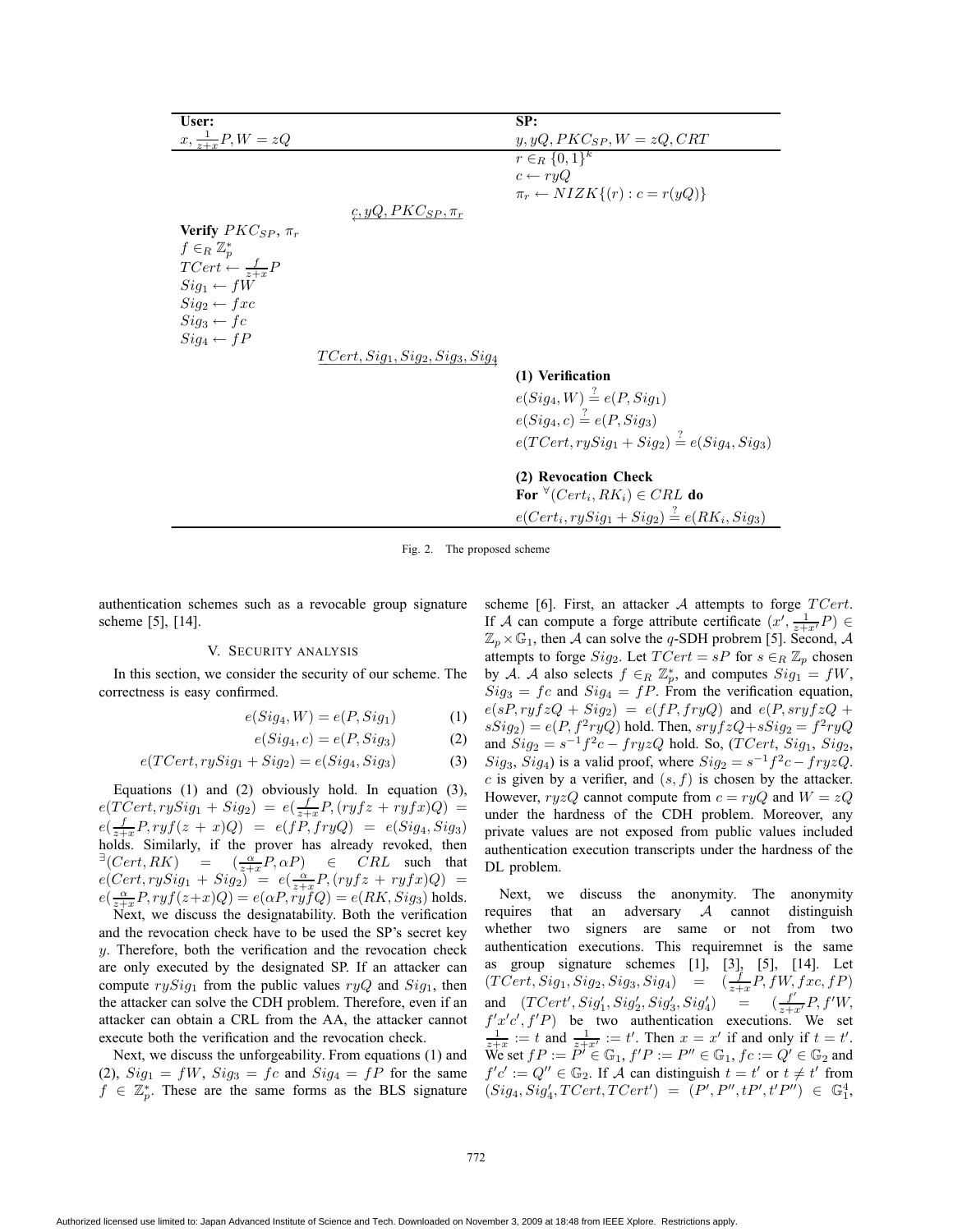| User: | | SP: |
|---|---|---|
| $x, \frac{1}{z+x}P, W = zQ$ | | $y, yQ, PKC_{SP}, W = zQ, CRT$ |
| | | $r \in_R \{0,1\}^k$ <br> $c \leftarrow ryQ$ <br> $\pi_r \leftarrow NIZK\{(r) : c = r(yQ)\}$ |
| | $\xleftarrow{c, yQ, PKC_{SP}, \pi_r}$ | |
| **Verify** $PKC_{SP}$, $\pi_r$ <br> $f \in_R \mathbb{Z}_p^*$ <br> $TCert \leftarrow \frac{f}{z+x}P$ <br> $Sig_1 \leftarrow fW$ <br> $Sig_2 \leftarrow fxc$ <br> $Sig_3 \leftarrow fc$ <br> $Sig_4 \leftarrow fP$ | | |
| | $\xrightarrow{TCert, Sig_1, Sig_2, Sig_3, Sig_4}$ | |
| | | **(1) Verification** <br> $e(Sig_4, W) \stackrel{?}{=} e(P, Sig_1)$ <br> $e(Sig_4, c) \stackrel{?}{=} e(P, Sig_3)$ <br> $e(TCert, rySig_1 + Sig_2) \stackrel{?}{=} e(Sig_4, Sig_3)$ |
| | | **(2) Revocation Check** <br> **For** $^\forall(Cert_i, RK_i) \in CRL$ **do** <br> $e(Cert_i, rySig_1 + Sig_2) \stackrel{?}{=} e(RK_i, Sig_3)$ |

Fig. 2. The proposed scheme

authentication schemes such as a revocable group signature scheme [5], [14].

## V. Security analysis

In this section, we consider the security of our scheme. The correctness is easy confirmed.

$$e(Sig_4, W) = e(P, Sig_1) \quad (1)$$

$$e(Sig_4, c) = e(P, Sig_3) \quad (2)$$

$$e(TCert, rySig_1 + Sig_2) = e(Sig_4, Sig_3) \quad (3)$$

Equations (1) and (2) obviously hold. In equation (3), $e(TCert, rySig_1 + Sig_2) = e(\frac{f}{z+x}P, (ryfz + ryfx)Q) = e(\frac{f}{z+x}P, ryf(z+x)Q) = e(fP, fryQ) = e(Sig_4, Sig_3)$ holds. Similarly, if the prover has already revoked, then $^\exists(Cert, RK) = (\frac{\alpha}{z+x}P, \alpha P) \in CRL$ such that $e(Cert, rySig_1 + Sig_2) = e(\frac{\alpha}{z+x}P, (ryfz + ryfx)Q) = e(\frac{\alpha}{z+x}P, ryf(z+x)Q) = e(\alpha P, ryfQ) = e(RK, Sig_3)$ holds.

Next, we discuss the designatability. Both the verification and the revocation check have to be used the SP's secret key $y$. Therefore, both the verification and the revocation check are only executed by the designated SP. If an attacker can compute $rySig_1$ from the public values $ryQ$ and $Sig_1$, then the attacker can solve the CDH problem. Therefore, even if an attacker can obtain a CRL from the AA, the attacker cannot execute both the verification and the revocation check.

Next, we discuss the unforgeability. From equations (1) and (2), $Sig_1 = fW$, $Sig_3 = fc$ and $Sig_4 = fP$ for the same $f \in \mathbb{Z}_p^*$. These are the same forms as the BLS signature scheme [6]. First, an attacker $\mathcal{A}$ attempts to forge $TCert$. If $\mathcal{A}$ can compute a forge attribute certificate $(x', \frac{1}{z+x'}P) \in \mathbb{Z}_p \times \mathbb{G}_1$, then $\mathcal{A}$ can solve the $q$-SDH probrem [5]. Second, $\mathcal{A}$ attempts to forge $Sig_2$. Let $TCert = sP$ for $s \in_R \mathbb{Z}_p$ chosen by $\mathcal{A}$. $\mathcal{A}$ also selects $f \in_R \mathbb{Z}_p^*$, and computes $Sig_1 = fW$, $Sig_3 = fc$ and $Sig_4 = fP$. From the verification equation, $e(sP, ryfzQ + Sig_2) = e(fP, fryQ)$ and $e(P, sryfzQ + sSig_2) = e(P, f^2ryQ)$ hold. Then, $sryfzQ + sSig_2 = f^2ryQ$ and $Sig_2 = s^{-1}f^2c - fryzQ$ hold. So, $(TCert, Sig_1, Sig_2, Sig_3, Sig_4)$ is a valid proof, where $Sig_2 = s^{-1}f^2c - fryzQ$. $c$ is given by a verifier, and $(s, f)$ is chosen by the attacker. However, $ryzQ$ cannot compute from $c = ryQ$ and $W = zQ$ under the hardness of the CDH problem. Moreover, any private values are not exposed from public values included authentication execution transcripts under the hardness of the DL problem.

Next, we discuss the anonymity. The anonymity requires that an adversary $\mathcal{A}$ cannot distinguish whether two signers are same or not from two authentication executions. This requiremnet is the same as group signature schemes [1], [3], [5], [14]. Let $(TCert, Sig_1, Sig_2, Sig_3, Sig_4) = (\frac{f}{z+x}P, fW, fxc, fP)$ and $(TCert', Sig_1', Sig_2', Sig_3', Sig_4') = (\frac{f'}{z+x'}P, f'W, f'x'c', f'P)$ be two authentication executions. We set $\frac{1}{z+x} := t$ and $\frac{1}{z+x'} := t'$. Then $x = x'$ if and only if $t = t'$. We set $fP := P' \in \mathbb{G}_1$, $f'P := P'' \in \mathbb{G}_1$, $fc := Q' \in \mathbb{G}_2$ and $f'c' := Q'' \in \mathbb{G}_2$. If $\mathcal{A}$ can distinguish $t = t'$ or $t \neq t'$ from $(Sig_4, Sig_4', TCert, TCert') = (P', P'', tP', t'P'') \in \mathbb{G}_1^4$,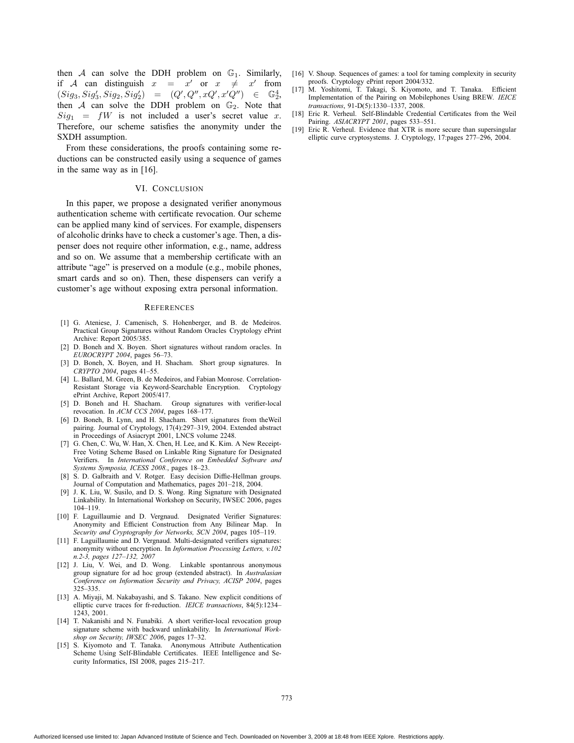then $\mathcal{A}$ can solve the DDH problem on $\mathbb{G}_1$. Similarly, if $\mathcal{A}$ can distinguish $x = x'$ or $x \neq x'$ from $(Sig_3, Sig_3', Sig_2, Sig_2') = (Q', Q'', xQ', x'Q'') \in \mathbb{G}_2^4$, then $\mathcal{A}$ can solve the DDH problem on $\mathbb{G}_2$. Note that $Sig_1 = fW$ is not included a user's secret value $x$. Therefore, our scheme satisfies the anonymity under the SXDH assumption.

From these considerations, the proofs containing some reductions can be constructed easily using a sequence of games in the same way as in [16].

## VI. Conclusion

In this paper, we propose a designated verifier anonymous authentication scheme with certificate revocation. Our scheme can be applied many kind of services. For example, dispensers of alcoholic drinks have to check a customer's age. Then, a dispenser does not require other information, e.g., name, address and so on. We assume that a membership certificate with an attribute "age" is preserved on a module (e.g., mobile phones, smart cards and so on). Then, these dispensers can verify a customer's age without exposing extra personal information.

## References

[1] G. Ateniese, J. Camenisch, S. Hohenberger, and B. de Medeiros. Practical Group Signatures without Random Oracles Cryptology ePrint Archive: Report 2005/385.

[2] D. Boneh and X. Boyen. Short signatures without random oracles. In *EUROCRYPT 2004*, pages 56–73.

[3] D. Boneh, X. Boyen, and H. Shacham. Short group signatures. In *CRYPTO 2004*, pages 41–55.

[4] L. Ballard, M. Green, B. de Medeiros, and Fabian Monrose. Correlation-Resistant Storage via Keyword-Searchable Encryption. Cryptology ePrint Archive, Report 2005/417.

[5] D. Boneh and H. Shacham. Group signatures with verifier-local revocation. In *ACM CCS 2004*, pages 168–177.

[6] D. Boneh, B. Lynn, and H. Shacham. Short signatures from theWeil pairing. Journal of Cryptology, 17(4):297–319, 2004. Extended abstract in Proceedings of Asiacrypt 2001, LNCS volume 2248.

[7] G. Chen, C. Wu, W. Han, X. Chen, H. Lee, and K. Kim. A New Receipt-Free Voting Scheme Based on Linkable Ring Signature for Designated Verifiers. In *International Conference on Embedded Software and Systems Symposia, ICESS 2008.*, pages 18–23.

[8] S. D. Galbraith and V. Rotger. Easy decision Diffie-Hellman groups. Journal of Computation and Mathematics, pages 201–218, 2004.

[9] J. K. Liu, W. Susilo, and D. S. Wong. Ring Signature with Designated Linkability. In International Workshop on Security, IWSEC 2006, pages 104–119.

[10] F. Laguillaumie and D. Vergnaud. Designated Verifier Signatures: Anonymity and Efficient Construction from Any Bilinear Map. In *Security and Cryptography for Networks, SCN 2004*, pages 105–119.

[11] F. Laguillaumie and D. Vergnaud. Multi-designated verifiers signatures: anonymity without encryption. In *Information Processing Letters, v.102 n.2-3, pages 127–132, 2007*

[12] J. Liu, V. Wei, and D. Wong. Linkable spontanrous anonymous group signature for ad hoc group (extended abstract). In *Australasian Conference on Information Security and Privacy, ACISP 2004*, pages 325–335.

[13] A. Miyaji, M. Nakabayashi, and S. Takano. New explicit conditions of elliptic curve traces for fr-reduction. *IEICE transactions*, 84(5):1234–1243, 2001.

[14] T. Nakanishi and N. Funabiki. A short verifier-local revocation group signature scheme with backward unlinkability. In *International Workshop on Security, IWSEC 2006*, pages 17–32.

[15] S. Kiyomoto and T. Tanaka. Anonymous Attribute Authentication Scheme Using Self-Blindable Certificates. IEEE Intelligence and Security Informatics, ISI 2008, pages 215–217.

[16] V. Shoup. Sequences of games: a tool for taming complexity in security proofs. Cryptology ePrint report 2004/332.

[17] M. Yoshitomi, T. Takagi, S. Kiyomoto, and T. Tanaka. Efficient Implementation of the Pairing on Mobilephones Using BREW. *IEICE transactions*, 91-D(5):1330–1337, 2008.

[18] Eric R. Verheul. Self-Blindable Credential Certificates from the Weil Pairing. *ASIACRYPT 2001*, pages 533–551.

[19] Eric R. Verheul. Evidence that XTR is more secure than supersingular elliptic curve cryptosystems. J. Cryptology, 17:pages 277–296, 2004.